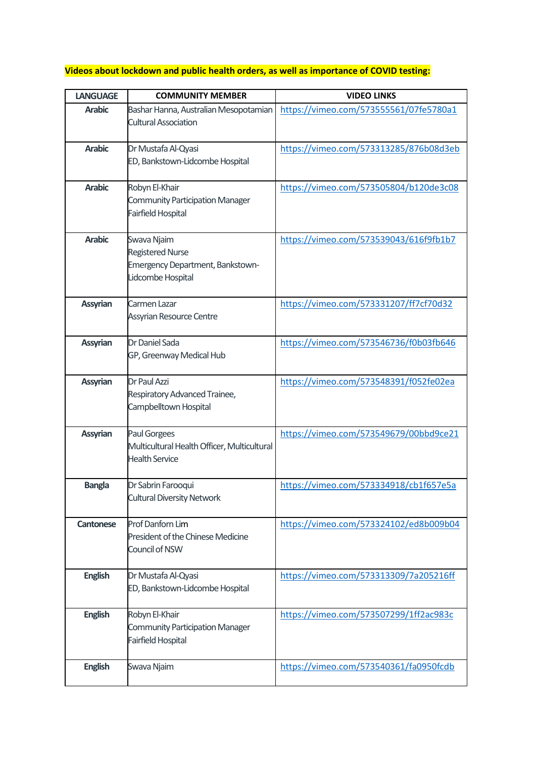**Videos about lockdown and public health orders, as well as importance of COVID testing:**

| LANGUAGE | COMMUNITY MEMBER | VIDEO LINKS |
|---|---|---|
| **Arabic** | Bashar Hanna, Australian Mesopotamian Cultural Association | https://vimeo.com/573555561/07fe5780a1 |
| **Arabic** | Dr Mustafa Al-Qyasi<br>ED, Bankstown-Lidcombe Hospital | https://vimeo.com/573313285/876b08d3eb |
| **Arabic** | Robyn El-Khair<br>Community Participation Manager<br>Fairfield Hospital | https://vimeo.com/573505804/b120de3c08 |
| **Arabic** | Swava Njaim<br>Registered Nurse<br>Emergency Department, Bankstown-Lidcombe Hospital | https://vimeo.com/573539043/616f9fb1b7 |
| **Assyrian** | Carmen Lazar<br>Assyrian Resource Centre | https://vimeo.com/573331207/ff7cf70d32 |
| **Assyrian** | Dr Daniel Sada<br>GP, Greenway Medical Hub | https://vimeo.com/573546736/f0b03fb646 |
| **Assyrian** | Dr Paul Azzi<br>Respiratory Advanced Trainee, Campbelltown Hospital | https://vimeo.com/573548391/f052fe02ea |
| **Assyrian** | Paul Gorgees<br>Multicultural Health Officer, Multicultural Health Service | https://vimeo.com/573549679/00bbd9ce21 |
| **Bangla** | Dr Sabrin Farooqui<br>Cultural Diversity Network | https://vimeo.com/573334918/cb1f657e5a |
| **Cantonese** | Prof Danforn Lim<br>President of the Chinese Medicine Council of NSW | https://vimeo.com/573324102/ed8b009b04 |
| **English** | Dr Mustafa Al-Qyasi<br>ED, Bankstown-Lidcombe Hospital | https://vimeo.com/573313309/7a205216ff |
| **English** | Robyn El-Khair<br>Community Participation Manager<br>Fairfield Hospital | https://vimeo.com/573507299/1ff2ac983c |
| **English** | Swava Njaim | https://vimeo.com/573540361/fa0950fcdb |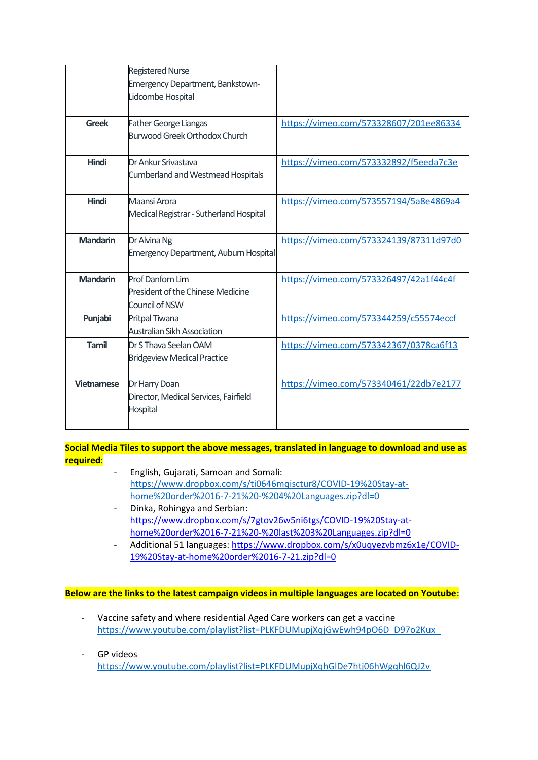| | | |
|---|---|---|
| | Registered Nurse<br>Emergency Department, Bankstown-Lidcombe Hospital | |
| **Greek** | Father George Liangas<br>Burwood Greek Orthodox Church | https://vimeo.com/573328607/201ee86334 |
| **Hindi** | Dr Ankur Srivastava<br>Cumberland and Westmead Hospitals | https://vimeo.com/573332892/f5eeda7c3e |
| **Hindi** | Maansi Arora<br>Medical Registrar - Sutherland Hospital | https://vimeo.com/573557194/5a8e4869a4 |
| **Mandarin** | Dr Alvina Ng<br>Emergency Department, Auburn Hospital | https://vimeo.com/573324139/87311d97d0 |
| **Mandarin** | Prof Danforn Lim<br>President of the Chinese Medicine Council of NSW | https://vimeo.com/573326497/42a1f44c4f |
| **Punjabi** | Pritpal Tiwana<br>Australian Sikh Association | https://vimeo.com/573344259/c55574eccf |
| **Tamil** | Dr S Thava Seelan OAM<br>Bridgeview Medical Practice | https://vimeo.com/573342367/0378ca6f13 |
| **Vietnamese** | Dr Harry Doan<br>Director, Medical Services, Fairfield Hospital | https://vimeo.com/573340461/22db7e2177 |

**Social Media Tiles to support the above messages, translated in language to download and use as required**:

- English, Gujarati, Samoan and Somali: https://www.dropbox.com/s/ti0646mqisctur8/COVID-19%20Stay-at-home%20order%2016-7-21%20-%204%20Languages.zip?dl=0
- Dinka, Rohingya and Serbian: https://www.dropbox.com/s/7gtov26w5ni6tgs/COVID-19%20Stay-at-home%20order%2016-7-21%20-%20last%203%20Languages.zip?dl=0
- Additional 51 languages: https://www.dropbox.com/s/x0uqyezvbmz6x1e/COVID-19%20Stay-at-home%20order%2016-7-21.zip?dl=0

**Below are the links to the latest campaign videos in multiple languages are located on Youtube:**

- Vaccine safety and where residential Aged Care workers can get a vaccine https://www.youtube.com/playlist?list=PLKFDUMupjXqjGwEwh94pO6D_D97o2Kux_
- GP videos https://www.youtube.com/playlist?list=PLKFDUMupjXqhGlDe7htj06hWgqhl6QJ2v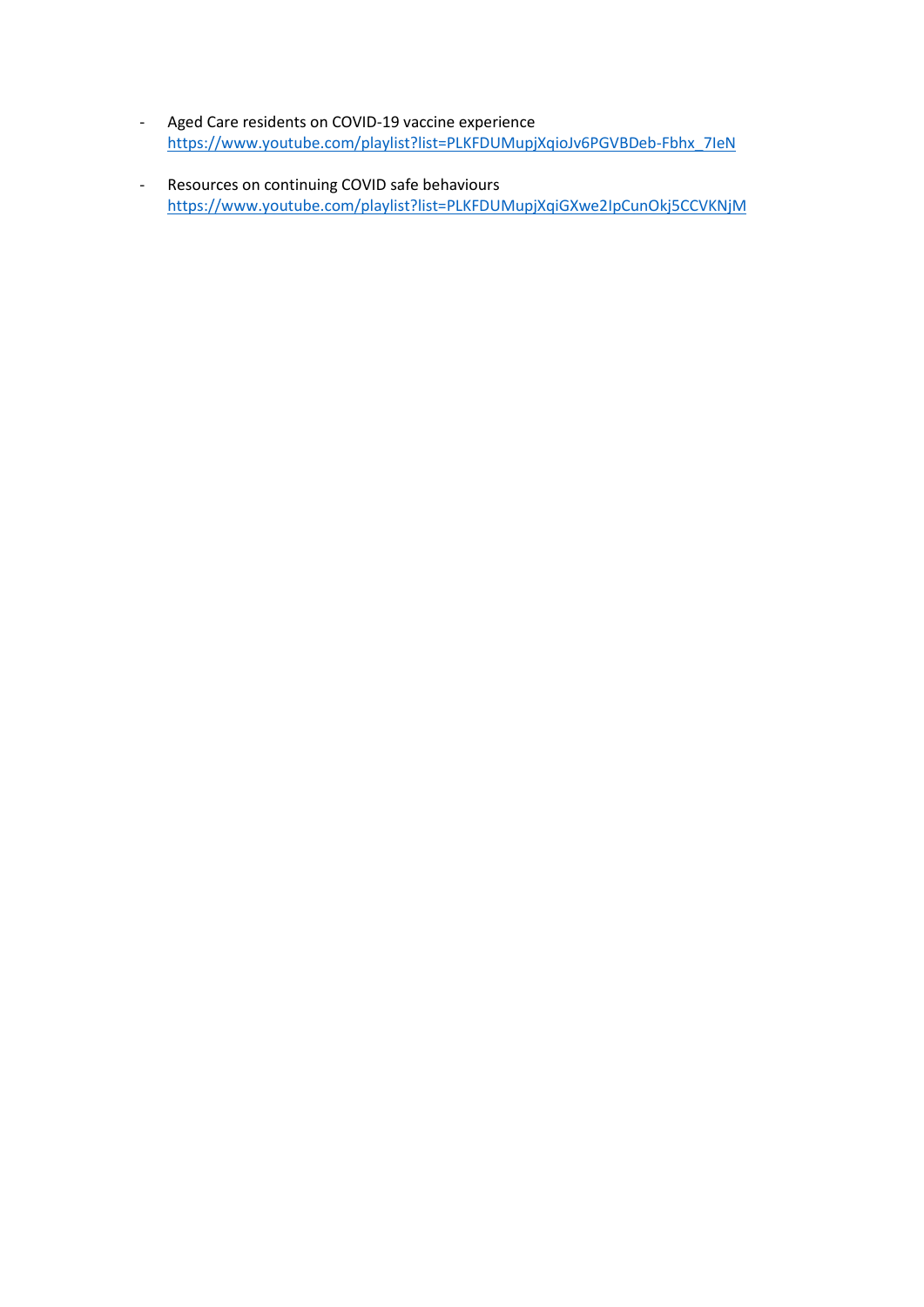- Aged Care residents on COVID-19 vaccine experience
  https://www.youtube.com/playlist?list=PLKFDUMupjXqioJv6PGVBDeb-Fbhx_7IeN

- Resources on continuing COVID safe behaviours
  https://www.youtube.com/playlist?list=PLKFDUMupjXqiGXwe2IpCunOkj5CCVKNjM